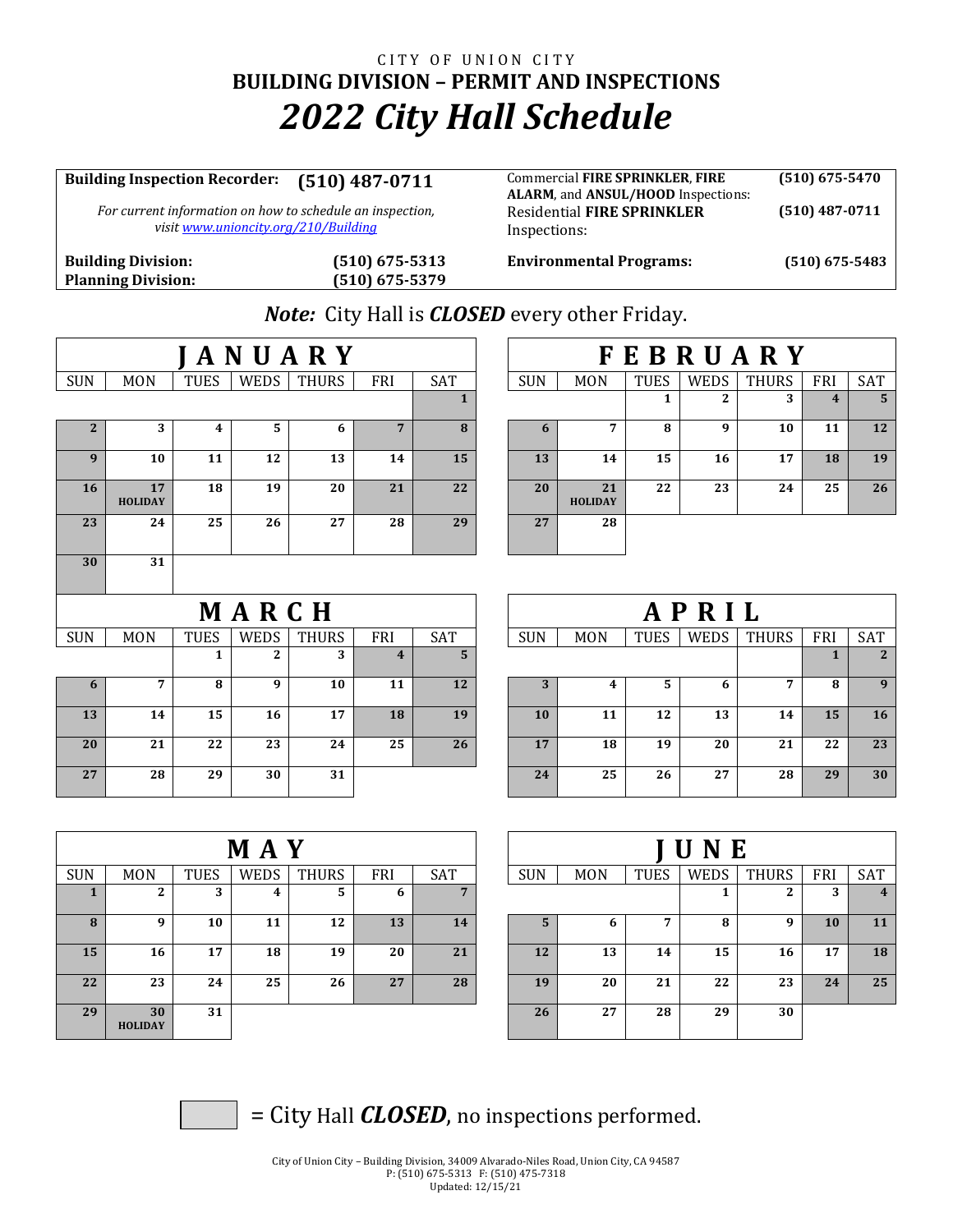CITY OF UNION CITY

# BUILDING DIVISION – PERMIT AND INSPECTIONS

# *2022 City Hall Schedule*

| | | | |
|---|---|---|---|
| **Building Inspection Recorder:** | **(510) 487-0711** | Commercial **FIRE SPRINKLER**, **FIRE ALARM**, and **ANSUL/HOOD** Inspections: | **(510) 675-5470** |
| *For current information on how to schedule an inspection, visit www.unioncity.org/210/Building* | | Residential **FIRE SPRINKLER** Inspections: | **(510) 487-0711** |
| **Building Division:** | **(510) 675-5313** | **Environmental Programs:** | **(510) 675-5483** |
| **Planning Division:** | **(510) 675-5379** | | |

***Note:*** City Hall is ***CLOSED*** every other Friday.

## JANUARY

| SUN | MON | TUES | WEDS | THURS | FRI | SAT |
|---|---|---|---|---|---|---|
| | | | | | | 1 |
| 2 | 3 | 4 | 5 | 6 | 7 | 8 |
| 9 | 10 | 11 | 12 | 13 | 14 | 15 |
| 16 | 17 HOLIDAY | 18 | 19 | 20 | 21 | 22 |
| 23 | 24 | 25 | 26 | 27 | 28 | 29 |
| 30 | 31 | | | | | |

## FEBRUARY

| SUN | MON | TUES | WEDS | THURS | FRI | SAT |
|---|---|---|---|---|---|---|
| | | 1 | 2 | 3 | 4 | 5 |
| 6 | 7 | 8 | 9 | 10 | 11 | 12 |
| 13 | 14 | 15 | 16 | 17 | 18 | 19 |
| 20 | 21 HOLIDAY | 22 | 23 | 24 | 25 | 26 |
| 27 | 28 | | | | | |

## MARCH

| SUN | MON | TUES | WEDS | THURS | FRI | SAT |
|---|---|---|---|---|---|---|
| | | 1 | 2 | 3 | 4 | 5 |
| 6 | 7 | 8 | 9 | 10 | 11 | 12 |
| 13 | 14 | 15 | 16 | 17 | 18 | 19 |
| 20 | 21 | 22 | 23 | 24 | 25 | 26 |
| 27 | 28 | 29 | 30 | 31 | | |

## APRIL

| SUN | MON | TUES | WEDS | THURS | FRI | SAT |
|---|---|---|---|---|---|---|
| | | | | | 1 | 2 |
| 3 | 4 | 5 | 6 | 7 | 8 | 9 |
| 10 | 11 | 12 | 13 | 14 | 15 | 16 |
| 17 | 18 | 19 | 20 | 21 | 22 | 23 |
| 24 | 25 | 26 | 27 | 28 | 29 | 30 |

## MAY

| SUN | MON | TUES | WEDS | THURS | FRI | SAT |
|---|---|---|---|---|---|---|
| 1 | 2 | 3 | 4 | 5 | 6 | 7 |
| 8 | 9 | 10 | 11 | 12 | 13 | 14 |
| 15 | 16 | 17 | 18 | 19 | 20 | 21 |
| 22 | 23 | 24 | 25 | 26 | 27 | 28 |
| 29 | 30 HOLIDAY | 31 | | | | |

## JUNE

| SUN | MON | TUES | WEDS | THURS | FRI | SAT |
|---|---|---|---|---|---|---|
| | | | 1 | 2 | 3 | 4 |
| 5 | 6 | 7 | 8 | 9 | 10 | 11 |
| 12 | 13 | 14 | 15 | 16 | 17 | 18 |
| 19 | 20 | 21 | 22 | 23 | 24 | 25 |
| 26 | 27 | 28 | 29 | 30 | | |

[shaded box] = City Hall ***CLOSED***, no inspections performed.

City of Union City – Building Division, 34009 Alvarado-Niles Road, Union City, CA 94587
P: (510) 675-5313 F: (510) 475-7318
Updated: 12/15/21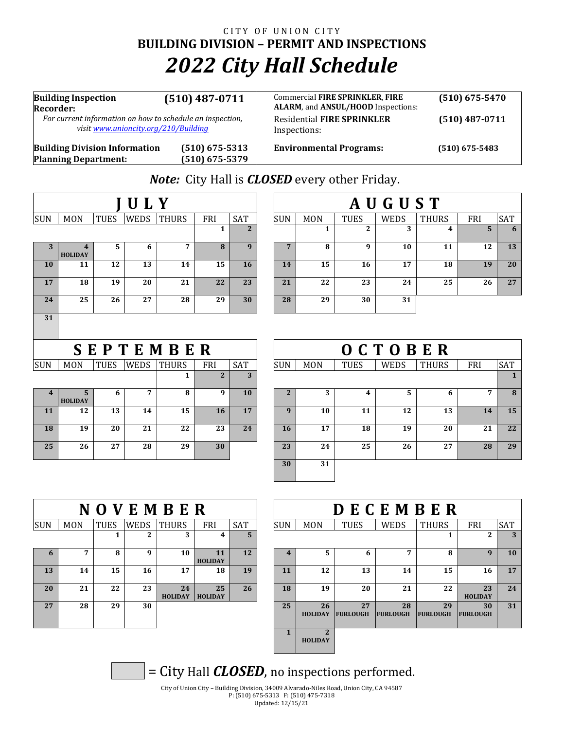CITY OF UNION CITY

# BUILDING DIVISION – PERMIT AND INSPECTIONS

# *2022 City Hall Schedule*

| | | | |
|---|---|---|---|
| **Building Inspection Recorder:** *For current information on how to schedule an inspection, visit www.unioncity.org/210/Building* | **(510) 487-0711** | Commercial **FIRE SPRINKLER**, **FIRE ALARM**, and **ANSUL/HOOD** Inspections: | **(510) 675-5470** |
| | | Residential **FIRE SPRINKLER** Inspections: | **(510) 487-0711** |
| **Building Division Information** | **(510) 675-5313** | **Environmental Programs:** | **(510) 675-5483** |
| **Planning Department:** | **(510) 675-5379** | | |

***Note:*** City Hall is ***CLOSED*** every other Friday.

## JULY

| SUN | MON | TUES | WEDS | THURS | FRI | SAT |
|---|---|---|---|---|---|---|
| | | | | | 1 | 2 |
| 3 | 4 HOLIDAY | 5 | 6 | 7 | 8 | 9 |
| 10 | 11 | 12 | 13 | 14 | 15 | 16 |
| 17 | 18 | 19 | 20 | 21 | 22 | 23 |
| 24 | 25 | 26 | 27 | 28 | 29 | 30 |
| 31 | | | | | | |

## AUGUST

| SUN | MON | TUES | WEDS | THURS | FRI | SAT |
|---|---|---|---|---|---|---|
| | 1 | 2 | 3 | 4 | 5 | 6 |
| 7 | 8 | 9 | 10 | 11 | 12 | 13 |
| 14 | 15 | 16 | 17 | 18 | 19 | 20 |
| 21 | 22 | 23 | 24 | 25 | 26 | 27 |
| 28 | 29 | 30 | 31 | | | |

## SEPTEMBER

| SUN | MON | TUES | WEDS | THURS | FRI | SAT |
|---|---|---|---|---|---|---|
| | | | | 1 | 2 | 3 |
| 4 | 5 HOLIDAY | 6 | 7 | 8 | 9 | 10 |
| 11 | 12 | 13 | 14 | 15 | 16 | 17 |
| 18 | 19 | 20 | 21 | 22 | 23 | 24 |
| 25 | 26 | 27 | 28 | 29 | 30 | |

## OCTOBER

| SUN | MON | TUES | WEDS | THURS | FRI | SAT |
|---|---|---|---|---|---|---|
| | | | | | | 1 |
| 2 | 3 | 4 | 5 | 6 | 7 | 8 |
| 9 | 10 | 11 | 12 | 13 | 14 | 15 |
| 16 | 17 | 18 | 19 | 20 | 21 | 22 |
| 23 | 24 | 25 | 26 | 27 | 28 | 29 |
| 30 | 31 | | | | | |

## NOVEMBER

| SUN | MON | TUES | WEDS | THURS | FRI | SAT |
|---|---|---|---|---|---|---|
| | | 1 | 2 | 3 | 4 | 5 |
| 6 | 7 | 8 | 9 | 10 | 11 HOLIDAY | 12 |
| 13 | 14 | 15 | 16 | 17 | 18 | 19 |
| 20 | 21 | 22 | 23 | 24 HOLIDAY | 25 HOLIDAY | 26 |
| 27 | 28 | 29 | 30 | | | |

## DECEMBER

| SUN | MON | TUES | WEDS | THURS | FRI | SAT |
|---|---|---|---|---|---|---|
| | | | | 1 | 2 | 3 |
| 4 | 5 | 6 | 7 | 8 | 9 | 10 |
| 11 | 12 | 13 | 14 | 15 | 16 | 17 |
| 18 | 19 | 20 | 21 | 22 | 23 HOLIDAY | 24 |
| 25 | 26 HOLIDAY | 27 FURLOUGH | 28 FURLOUGH | 29 FURLOUGH | 30 FURLOUGH | 31 |
| 1 | 2 HOLIDAY | | | | | |

[shaded box] = City Hall ***CLOSED***, no inspections performed.

City of Union City – Building Division, 34009 Alvarado-Niles Road, Union City, CA 94587
P: (510) 675-5313 F: (510) 475-7318
Updated: 12/15/21